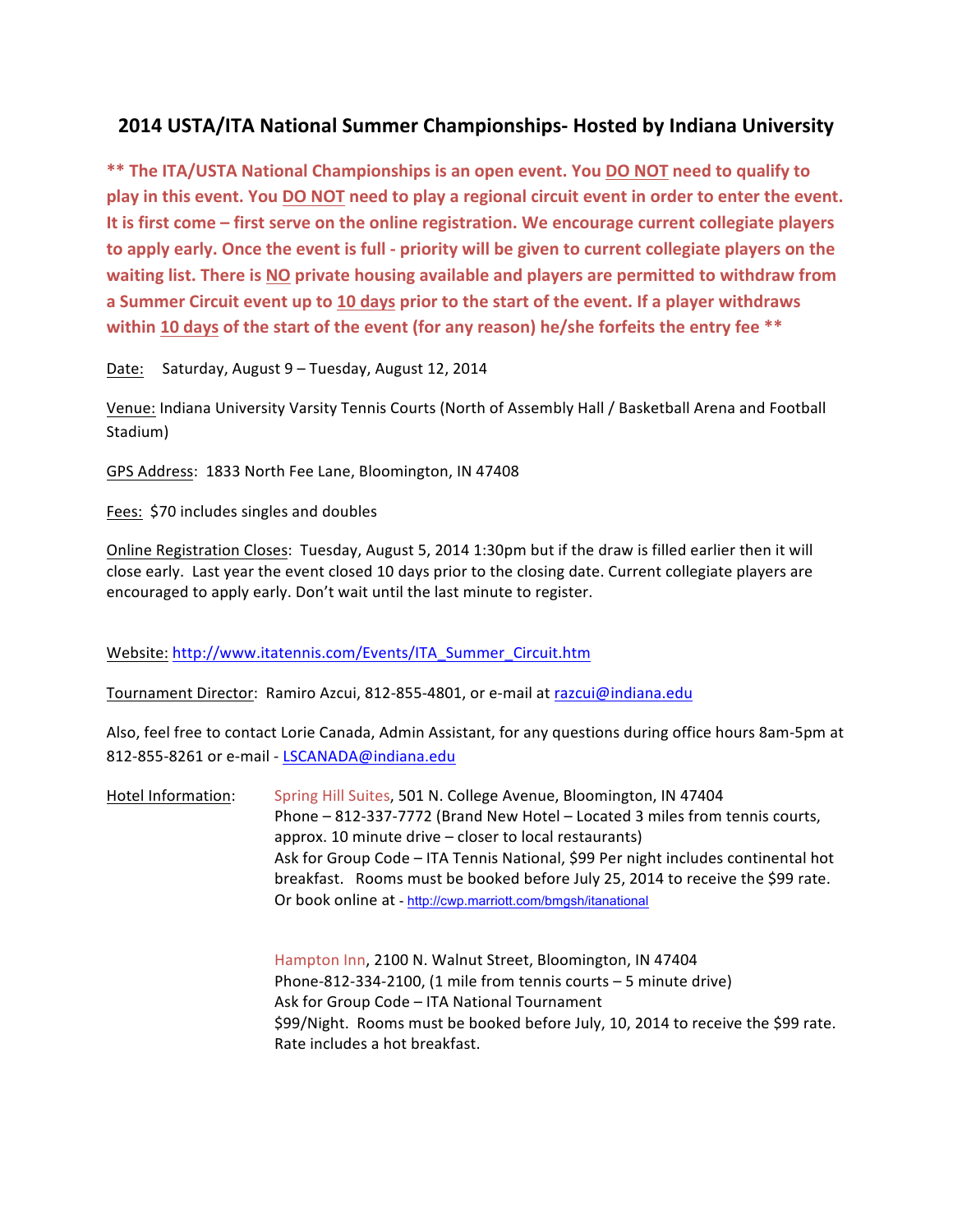# 2014 USTA/ITA National Summer Championships- Hosted by Indiana University

**** The ITA/USTA National Championships is an open event. You DO NOT need to qualify to play in this event. You DO NOT need to play a regional circuit event in order to enter the event. It is first come – first serve on the online registration. We encourage current collegiate players to apply early. Once the event is full - priority will be given to current collegiate players on the waiting list. There is NO private housing available and players are permitted to withdraw from a Summer Circuit event up to 10 days prior to the start of the event. If a player withdraws within 10 days of the start of the event (for any reason) he/she forfeits the entry fee ****

Date: Saturday, August 9 – Tuesday, August 12, 2014

Venue: Indiana University Varsity Tennis Courts (North of Assembly Hall / Basketball Arena and Football Stadium)

GPS Address: 1833 North Fee Lane, Bloomington, IN 47408

Fees: $70 includes singles and doubles

Online Registration Closes: Tuesday, August 5, 2014 1:30pm but if the draw is filled earlier then it will close early. Last year the event closed 10 days prior to the closing date. Current collegiate players are encouraged to apply early. Don't wait until the last minute to register.

Website: http://www.itatennis.com/Events/ITA_Summer_Circuit.htm

Tournament Director: Ramiro Azcui, 812-855-4801, or e-mail at razcui@indiana.edu

Also, feel free to contact Lorie Canada, Admin Assistant, for any questions during office hours 8am-5pm at 812-855-8261 or e-mail - LSCANADA@indiana.edu

Hotel Information:

Spring Hill Suites, 501 N. College Avenue, Bloomington, IN 47404
Phone – 812-337-7772 (Brand New Hotel – Located 3 miles from tennis courts, approx. 10 minute drive – closer to local restaurants)
Ask for Group Code – ITA Tennis National, $99 Per night includes continental hot breakfast. Rooms must be booked before July 25, 2014 to receive the $99 rate. Or book online at - http://cwp.marriott.com/bmgsh/itanational

Hampton Inn, 2100 N. Walnut Street, Bloomington, IN 47404
Phone-812-334-2100, (1 mile from tennis courts – 5 minute drive)
Ask for Group Code – ITA National Tournament
$99/Night. Rooms must be booked before July, 10, 2014 to receive the $99 rate. Rate includes a hot breakfast.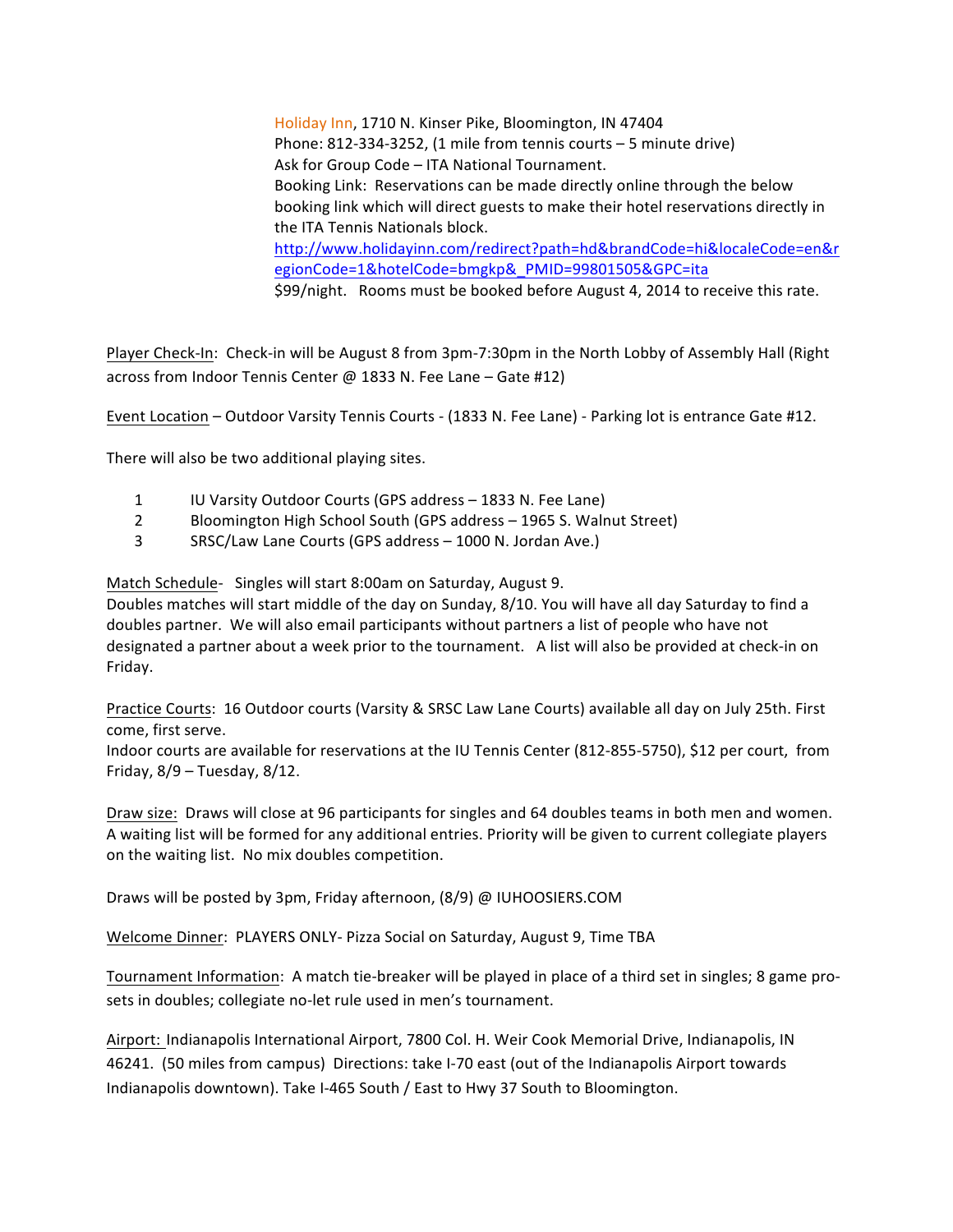Holiday Inn, 1710 N. Kinser Pike, Bloomington, IN 47404
Phone: 812-334-3252, (1 mile from tennis courts – 5 minute drive)
Ask for Group Code – ITA National Tournament.
Booking Link: Reservations can be made directly online through the below booking link which will direct guests to make their hotel reservations directly in the ITA Tennis Nationals block.
http://www.holidayinn.com/redirect?path=hd&brandCode=hi&localeCode=en&regionCode=1&hotelCode=bmgkp&_PMID=99801505&GPC=ita
$99/night. Rooms must be booked before August 4, 2014 to receive this rate.

Player Check-In: Check-in will be August 8 from 3pm-7:30pm in the North Lobby of Assembly Hall (Right across from Indoor Tennis Center @ 1833 N. Fee Lane – Gate #12)

Event Location – Outdoor Varsity Tennis Courts - (1833 N. Fee Lane) - Parking lot is entrance Gate #12.

There will also be two additional playing sites.

1. IU Varsity Outdoor Courts (GPS address – 1833 N. Fee Lane)
2. Bloomington High School South (GPS address – 1965 S. Walnut Street)
3. SRSC/Law Lane Courts (GPS address – 1000 N. Jordan Ave.)

Match Schedule- Singles will start 8:00am on Saturday, August 9.
Doubles matches will start middle of the day on Sunday, 8/10. You will have all day Saturday to find a doubles partner. We will also email participants without partners a list of people who have not designated a partner about a week prior to the tournament. A list will also be provided at check-in on Friday.

Practice Courts: 16 Outdoor courts (Varsity & SRSC Law Lane Courts) available all day on July 25th. First come, first serve.
Indoor courts are available for reservations at the IU Tennis Center (812-855-5750), $12 per court, from Friday, 8/9 – Tuesday, 8/12.

Draw size: Draws will close at 96 participants for singles and 64 doubles teams in both men and women. A waiting list will be formed for any additional entries. Priority will be given to current collegiate players on the waiting list. No mix doubles competition.

Draws will be posted by 3pm, Friday afternoon, (8/9) @ IUHOOSIERS.COM

Welcome Dinner: PLAYERS ONLY- Pizza Social on Saturday, August 9, Time TBA

Tournament Information: A match tie-breaker will be played in place of a third set in singles; 8 game pro-sets in doubles; collegiate no-let rule used in men's tournament.

Airport: Indianapolis International Airport, 7800 Col. H. Weir Cook Memorial Drive, Indianapolis, IN 46241. (50 miles from campus) Directions: take I-70 east (out of the Indianapolis Airport towards Indianapolis downtown). Take I-465 South / East to Hwy 37 South to Bloomington.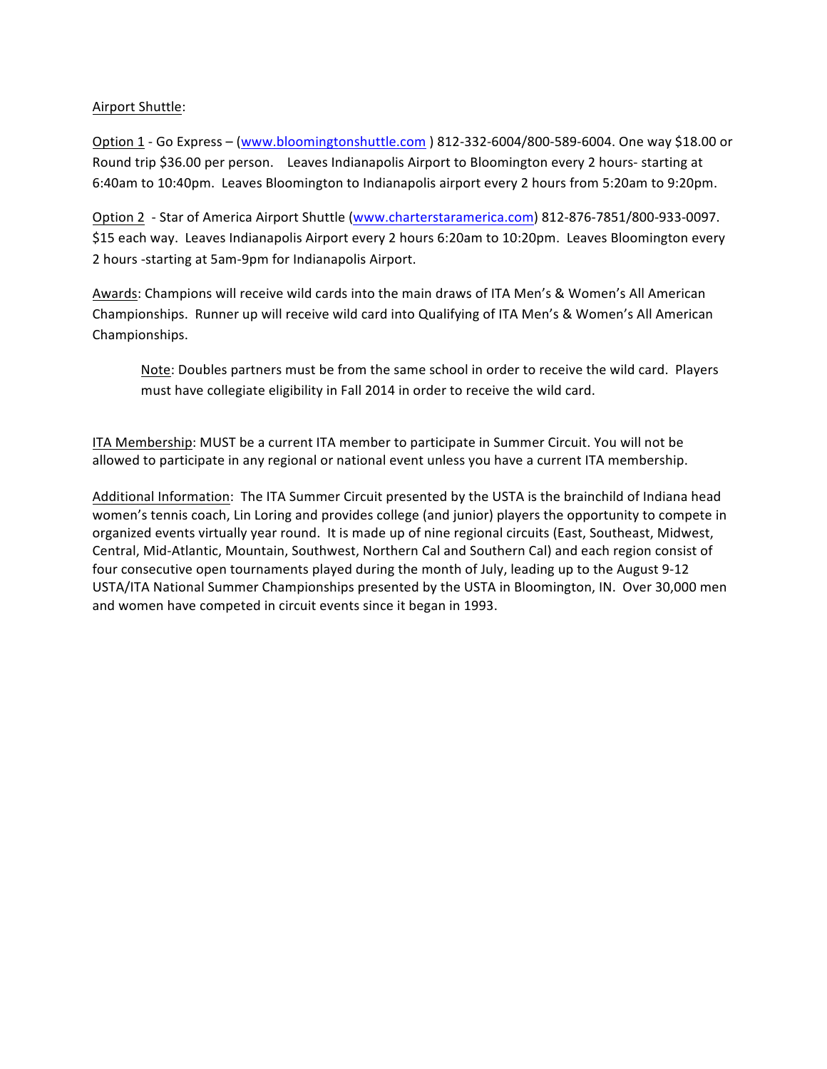Airport Shuttle:

Option 1 - Go Express – (www.bloomingtonshuttle.com ) 812-332-6004/800-589-6004. One way $18.00 or Round trip $36.00 per person. Leaves Indianapolis Airport to Bloomington every 2 hours- starting at 6:40am to 10:40pm. Leaves Bloomington to Indianapolis airport every 2 hours from 5:20am to 9:20pm.

Option 2 - Star of America Airport Shuttle (www.charterstaramerica.com) 812-876-7851/800-933-0097. $15 each way. Leaves Indianapolis Airport every 2 hours 6:20am to 10:20pm. Leaves Bloomington every 2 hours -starting at 5am-9pm for Indianapolis Airport.

Awards: Champions will receive wild cards into the main draws of ITA Men's & Women's All American Championships. Runner up will receive wild card into Qualifying of ITA Men's & Women's All American Championships.

> Note: Doubles partners must be from the same school in order to receive the wild card. Players must have collegiate eligibility in Fall 2014 in order to receive the wild card.

ITA Membership: MUST be a current ITA member to participate in Summer Circuit. You will not be allowed to participate in any regional or national event unless you have a current ITA membership.

Additional Information: The ITA Summer Circuit presented by the USTA is the brainchild of Indiana head women's tennis coach, Lin Loring and provides college (and junior) players the opportunity to compete in organized events virtually year round. It is made up of nine regional circuits (East, Southeast, Midwest, Central, Mid-Atlantic, Mountain, Southwest, Northern Cal and Southern Cal) and each region consist of four consecutive open tournaments played during the month of July, leading up to the August 9-12 USTA/ITA National Summer Championships presented by the USTA in Bloomington, IN. Over 30,000 men and women have competed in circuit events since it began in 1993.